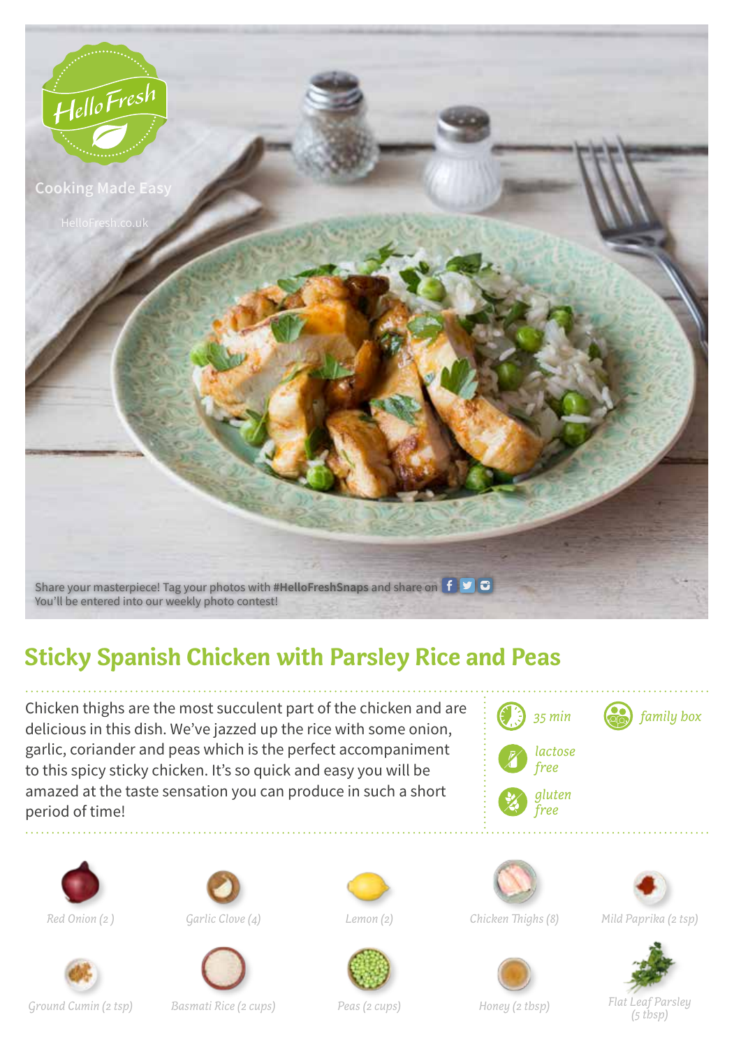HelloFresh

Cooking Made Easy

HelloFresh.co.uk

Share your masterpiece! Tag your photos with **#HelloFreshSnaps** and share on
You'll be entered into our weekly photo contest!

# Sticky Spanish Chicken with Parsley Rice and Peas

Chicken thighs are the most succulent part of the chicken and are delicious in this dish. We've jazzed up the rice with some onion, garlic, coriander and peas which is the perfect accompaniment to this spicy sticky chicken. It's so quick and easy you will be amazed at the taste sensation you can produce in such a short period of time!

*35 min*

*family box*

*lactose free*

*gluten free*

*Red Onion (2 )*

*Garlic Clove (4)*

*Lemon (2)*

*Chicken Thighs (8)*

*Mild Paprika (2 tsp)*

*Ground Cumin (2 tsp)*

*Basmati Rice (2 cups)*

*Peas (2 cups)*

*Honey (2 tbsp)*

*Flat Leaf Parsley (5 tbsp)*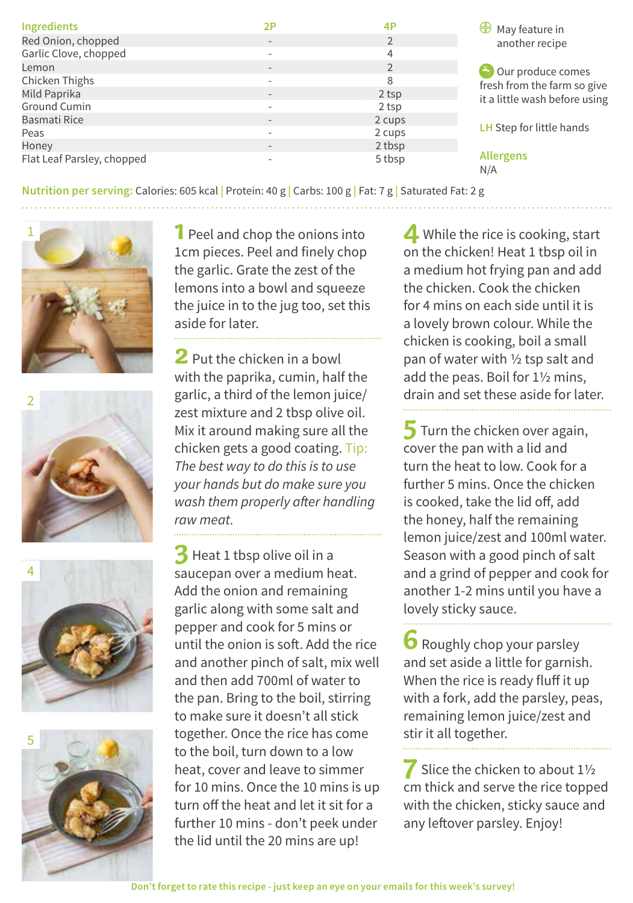| Ingredients | 2P | 4P |
|---|---|---|
| Red Onion, chopped | - | 2 |
| Garlic Clove, chopped | - | 4 |
| Lemon | - | 2 |
| Chicken Thighs | - | 8 |
| Mild Paprika | - | 2 tsp |
| Ground Cumin | - | 2 tsp |
| Basmati Rice | - | 2 cups |
| Peas | - | 2 cups |
| Honey | - | 2 tbsp |
| Flat Leaf Parsley, chopped | - | 5 tbsp |

May feature in another recipe

Our produce comes fresh from the farm so give it a little wash before using

**LH** Step for little hands

**Allergens**
N/A

**Nutrition per serving:** Calories: 605 kcal | Protein: 40 g | Carbs: 100 g | Fat: 7 g | Saturated Fat: 2 g

**1** Peel and chop the onions into 1cm pieces. Peel and finely chop the garlic. Grate the zest of the lemons into a bowl and squeeze the juice in to the jug too, set this aside for later.

**2** Put the chicken in a bowl with the paprika, cumin, half the garlic, a third of the lemon juice/zest mixture and 2 tbsp olive oil. Mix it around making sure all the chicken gets a good coating. Tip: *The best way to do this is to use your hands but do make sure you wash them properly after handling raw meat.*

**3** Heat 1 tbsp olive oil in a saucepan over a medium heat. Add the onion and remaining garlic along with some salt and pepper and cook for 5 mins or until the onion is soft. Add the rice and another pinch of salt, mix well and then add 700ml of water to the pan. Bring to the boil, stirring to make sure it doesn't all stick together. Once the rice has come to the boil, turn down to a low heat, cover and leave to simmer for 10 mins. Once the 10 mins is up turn off the heat and let it sit for a further 10 mins - don't peek under the lid until the 20 mins are up!

**4** While the rice is cooking, start on the chicken! Heat 1 tbsp oil in a medium hot frying pan and add the chicken. Cook the chicken for 4 mins on each side until it is a lovely brown colour. While the chicken is cooking, boil a small pan of water with ½ tsp salt and add the peas. Boil for 1½ mins, drain and set these aside for later.

**5** Turn the chicken over again, cover the pan with a lid and turn the heat to low. Cook for a further 5 mins. Once the chicken is cooked, take the lid off, add the honey, half the remaining lemon juice/zest and 100ml water. Season with a good pinch of salt and a grind of pepper and cook for another 1-2 mins until you have a lovely sticky sauce.

**6** Roughly chop your parsley and set aside a little for garnish. When the rice is ready fluff it up with a fork, add the parsley, peas, remaining lemon juice/zest and stir it all together.

**7** Slice the chicken to about 1½ cm thick and serve the rice topped with the chicken, sticky sauce and any leftover parsley. Enjoy!

Don't forget to rate this recipe - just keep an eye on your emails for this week's survey!